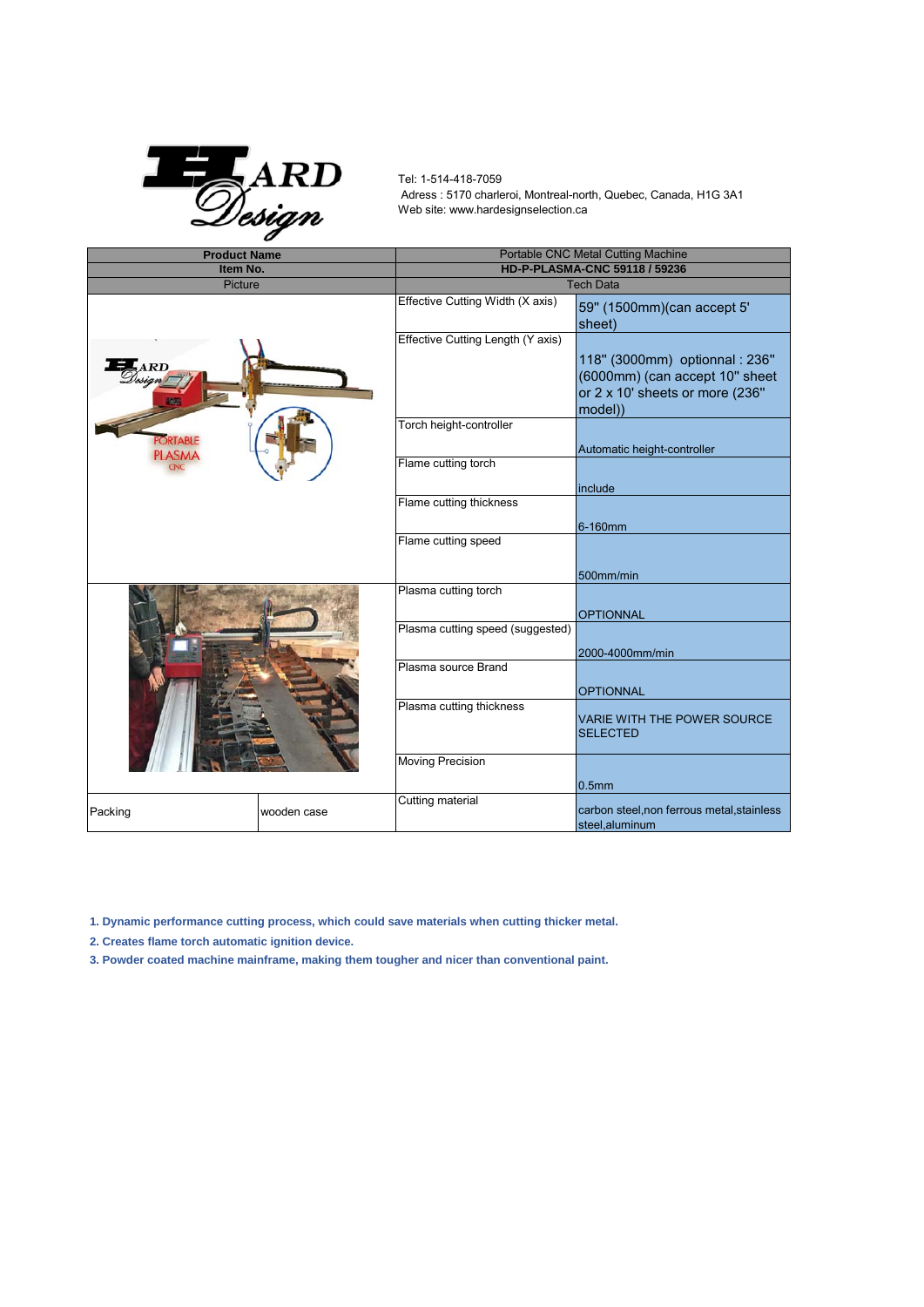Tel: 1-514-418-7059
Adress : 5170 charleroi, Montreal-north, Quebec, Canada, H1G 3A1
Web site: www.hardesignselection.ca

| **Product Name** | | Portable CNC Metal Cutting Machine | |
|---|---|---|---|
| **Item No.** | | **HD-P-PLASMA-CNC 59118 / 59236** | |
| Picture | | Tech Data | |
| | | Effective Cutting Width (X axis) | 59" (1500mm)(can accept 5' sheet) |
| | | Effective Cutting Length (Y axis) | 118" (3000mm) optionnal : 236" (6000mm) (can accept 10" sheet or 2 x 10' sheets or more (236" model)) |
| | | Torch height-controller | Automatic height-controller |
| | | Flame cutting torch | include |
| | | Flame cutting thickness | 6-160mm |
| | | Flame cutting speed | 500mm/min |
| | | Plasma cutting torch | OPTIONNAL |
| | | Plasma cutting speed (suggested) | 2000-4000mm/min |
| | | Plasma source Brand | OPTIONNAL |
| | | Plasma cutting thickness | VARIE WITH THE POWER SOURCE SELECTED |
| | | Moving Precision | 0.5mm |
| Packing | wooden case | Cutting material | carbon steel,non ferrous metal,stainless steel,aluminum |

**1. Dynamic performance cutting process, which could save materials when cutting thicker metal.**

**2. Creates flame torch automatic ignition device.**

**3. Powder coated machine mainframe, making them tougher and nicer than conventional paint.**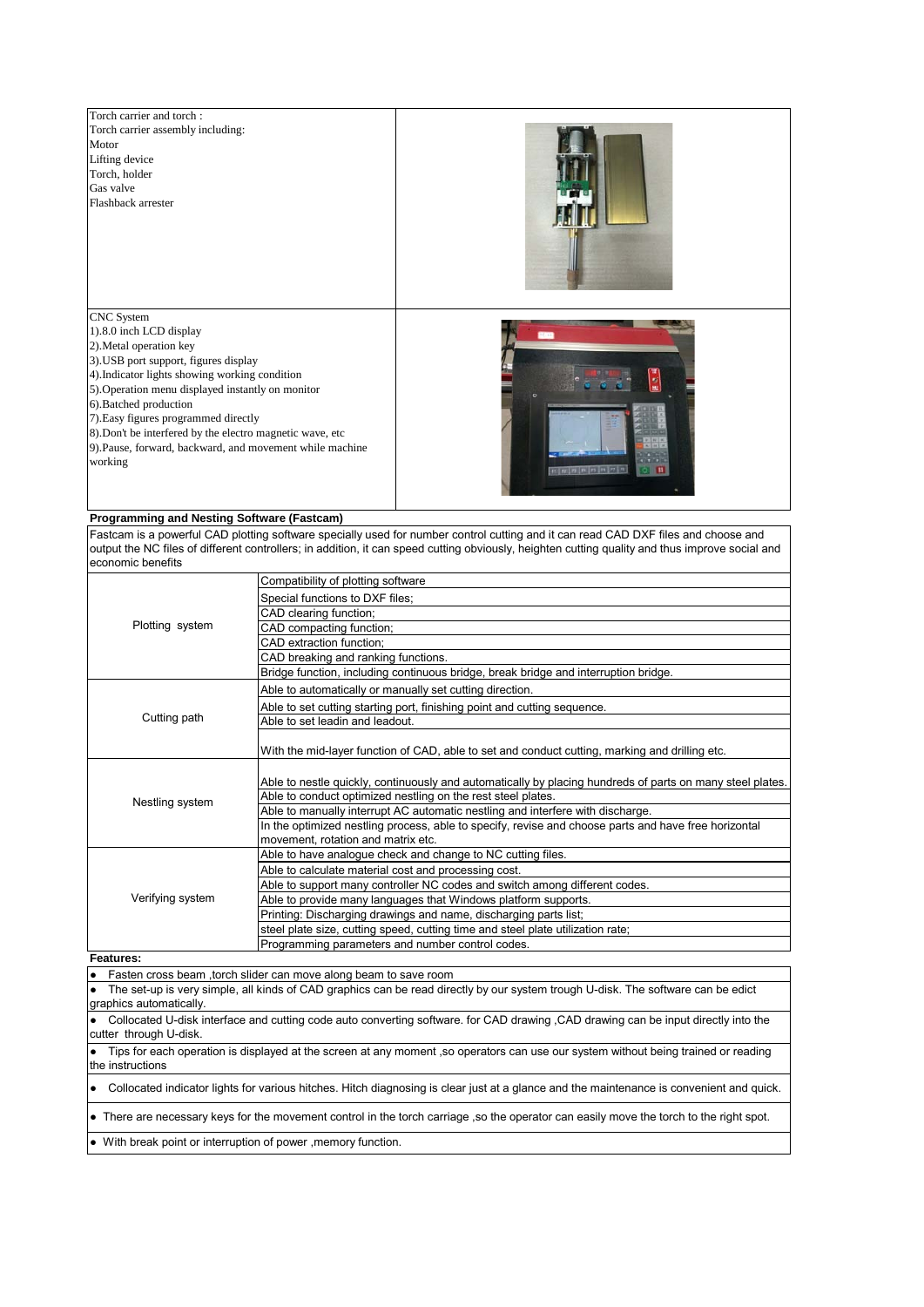| | |
|---|---|
| Torch carrier and torch :<br>Torch carrier assembly including:<br>Motor<br>Lifting device<br>Torch, holder<br>Gas valve<br>Flashback arrester | |
| CNC System<br>1).8.0 inch LCD display<br>2).Metal operation key<br>3).USB port support, figures display<br>4).Indicator lights showing working condition<br>5).Operation menu displayed instantly on monitor<br>6).Batched production<br>7).Easy figures programmed directly<br>8).Don't be interfered by the electro magnetic wave, etc<br>9).Pause, forward, backward, and movement while machine working | |

**Programming and Nesting Software (Fastcam)**

Fastcam is a powerful CAD plotting software specially used for number control cutting and it can read CAD DXF files and choose and output the NC files of different controllers; in addition, it can speed cutting obviously, heighten cutting quality and thus improve social and economic benefits

| | |
|---|---|
| Plotting system | Compatibility of plotting software |
| | Special functions to DXF files; |
| | CAD clearing function; |
| | CAD compacting function; |
| | CAD extraction function; |
| | CAD breaking and ranking functions. |
| | Bridge function, including continuous bridge, break bridge and interruption bridge. |
| Cutting path | Able to automatically or manually set cutting direction. |
| | Able to set cutting starting port, finishing point and cutting sequence. |
| | Able to set leadin and leadout. |
| | With the mid-layer function of CAD, able to set and conduct cutting, marking and drilling etc. |
| Nestling system | Able to nestle quickly, continuously and automatically by placing hundreds of parts on many steel plates. |
| | Able to conduct optimized nestling on the rest steel plates. |
| | Able to manually interrupt AC automatic nestling and interfere with discharge. |
| | In the optimized nestling process, able to specify, revise and choose parts and have free horizontal movement, rotation and matrix etc. |
| Verifying system | Able to have analogue check and change to NC cutting files. |
| | Able to calculate material cost and processing cost. |
| | Able to support many controller NC codes and switch among different codes. |
| | Able to provide many languages that Windows platform supports. |
| | Printing: Discharging drawings and name, discharging parts list; |
| | steel plate size, cutting speed, cutting time and steel plate utilization rate; |
| | Programming parameters and number control codes. |

**Features:**

- Fasten cross beam ,torch slider can move along beam to save room
- The set-up is very simple, all kinds of CAD graphics can be read directly by our system trough U-disk. The software can be edict graphics automatically.
- Collocated U-disk interface and cutting code auto converting software. for CAD drawing ,CAD drawing can be input directly into the cutter through U-disk.
- Tips for each operation is displayed at the screen at any moment ,so operators can use our system without being trained or reading the instructions
- Collocated indicator lights for various hitches. Hitch diagnosing is clear just at a glance and the maintenance is convenient and quick.
- There are necessary keys for the movement control in the torch carriage ,so the operator can easily move the torch to the right spot.
- With break point or interruption of power ,memory function.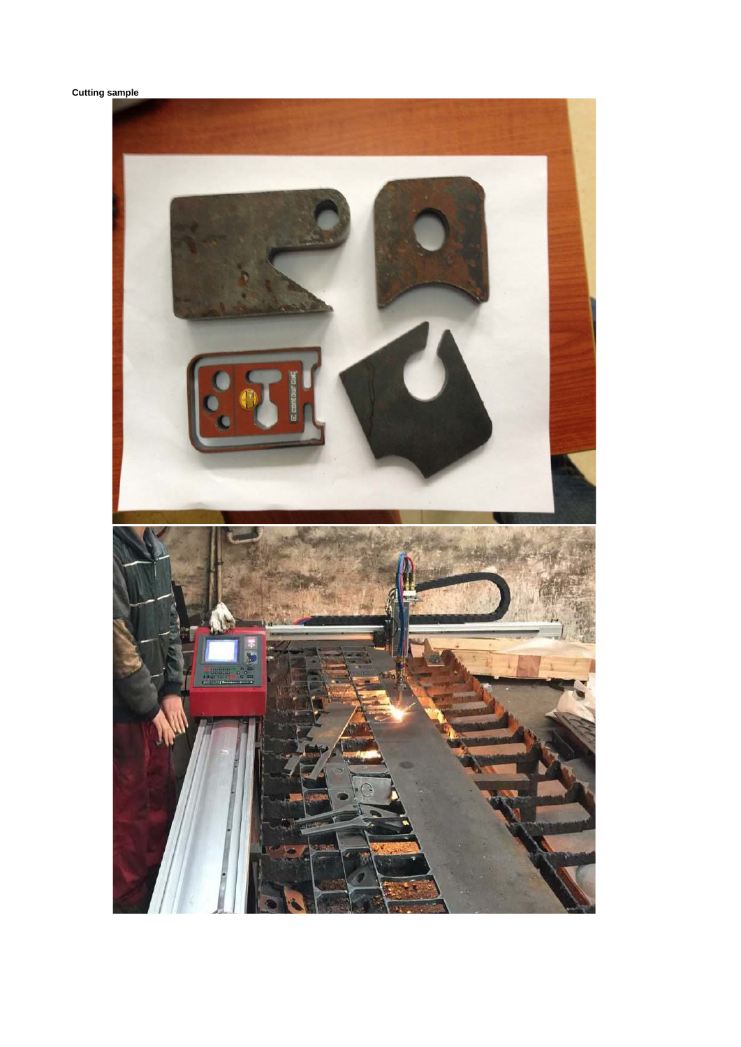**Cutting sample**